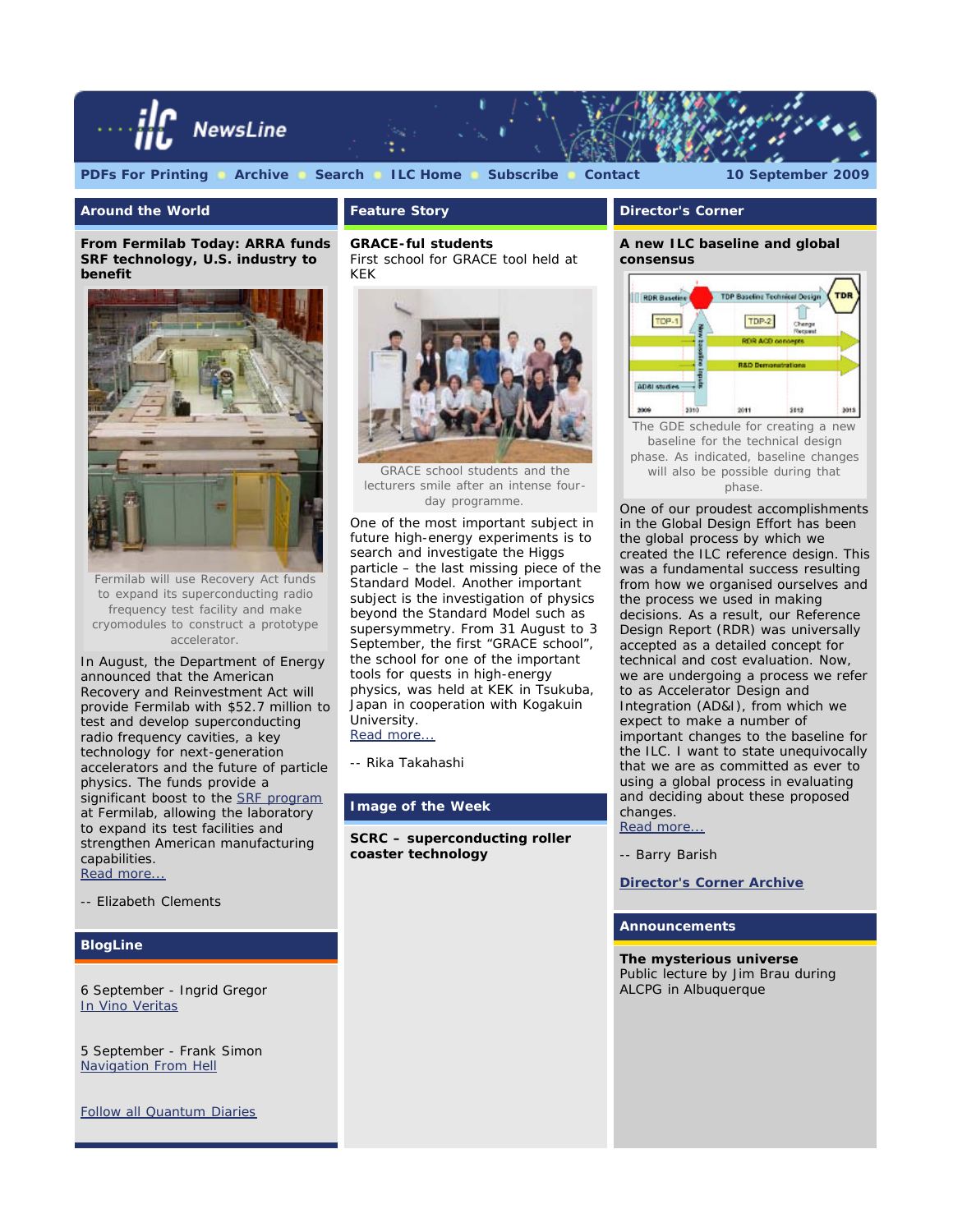# ILC NewsLine

PDFs For Printing | Archive | Search | ILC Home | Subscribe | Contact — 10 September 2009

## Around the World

**From Fermilab Today: ARRA funds SRF technology, U.S. industry to benefit**

Fermilab will use Recovery Act funds to expand its superconducting radio frequency test facility and make cryomodules to construct a prototype accelerator.

In August, the Department of Energy announced that the American Recovery and Reinvestment Act will provide Fermilab with $52.7 million to test and develop superconducting radio frequency cavities, a key technology for next-generation accelerators and the future of particle physics. The funds provide a significant boost to the SRF program at Fermilab, allowing the laboratory to expand its test facilities and strengthen American manufacturing capabilities.
Read more...

-- Elizabeth Clements

## BlogLine

6 September - Ingrid Gregor
In Vino Veritas

5 September - Frank Simon
Navigation From Hell

Follow all Quantum Diaries

## Feature Story

**GRACE-ful students**
First school for GRACE tool held at KEK

GRACE school students and the lecturers smile after an intense four-day programme.

One of the most important subject in future high-energy experiments is to search and investigate the Higgs particle – the last missing piece of the Standard Model. Another important subject is the investigation of physics beyond the Standard Model such as supersymmetry. From 31 August to 3 September, the first "GRACE school", the school for one of the important tools for quests in high-energy physics, was held at KEK in Tsukuba, Japan in cooperation with Kogakuin University.
Read more...

-- Rika Takahashi

## Image of the Week

**SCRC – superconducting roller coaster technology**

## Director's Corner

**A new ILC baseline and global consensus**

The GDE schedule for creating a new baseline for the technical design phase. As indicated, baseline changes will also be possible during that phase.

One of our proudest accomplishments in the Global Design Effort has been the global process by which we created the ILC reference design. This was a fundamental success resulting from how we organised ourselves and the process we used in making decisions. As a result, our Reference Design Report (RDR) was universally accepted as a detailed concept for technical and cost evaluation. Now, we are undergoing a process we refer to as Accelerator Design and Integration (AD&I), from which we expect to make a number of important changes to the baseline for the ILC. I want to state unequivocally that we are as committed as ever to using a global process in evaluating and deciding about these proposed changes.
Read more...

-- Barry Barish

**Director's Corner Archive**

## Announcements

**The mysterious universe**
Public lecture by Jim Brau during ALCPG in Albuquerque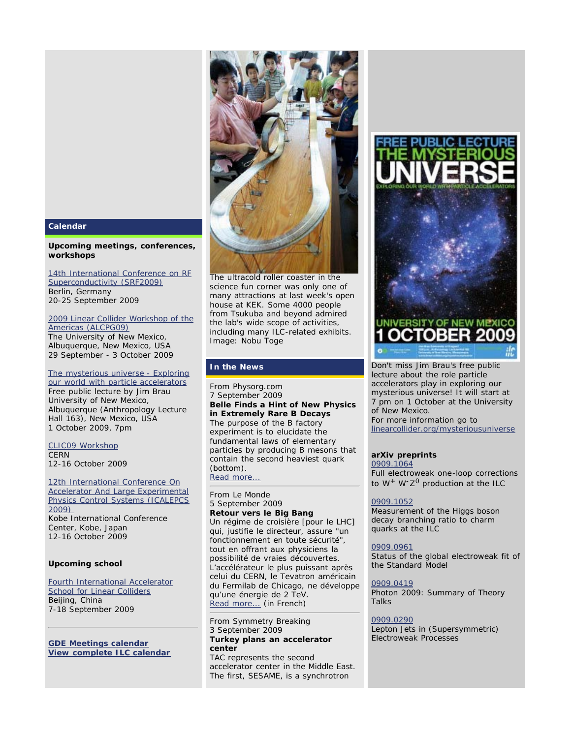## Calendar

**Upcoming meetings, conferences, workshops**

14th International Conference on RF Superconductivity (SRF2009)
Berlin, Germany
20-25 September 2009

2009 Linear Collider Workshop of the Americas (ALCPG09)
The University of New Mexico, Albuquerque, New Mexico, USA
29 September - 3 October 2009

The mysterious universe - Exploring our world with particle accelerators
Free public lecture by Jim Brau
University of New Mexico, Albuquerque (Anthropology Lecture Hall 163), New Mexico, USA
1 October 2009, 7pm

CLIC09 Workshop
CERN
12-16 October 2009

12th International Conference On Accelerator And Large Experimental Physics Control Systems (ICALEPCS 2009)
Kobe International Conference Center, Kobe, Japan
12-16 October 2009

**Upcoming school**

Fourth International Accelerator School for Linear Colliders
Beijing, China
7-18 September 2009

---

**GDE Meetings calendar**
**View complete ILC calendar**

The ultracold roller coaster in the science fun corner was only one of many attractions at last week's open house at KEK. Some 4000 people from Tsukuba and beyond admired the lab's wide scope of activities, including many ILC-related exhibits. Image: Nobu Toge

## In the News

From Physorg.com
7 September 2009
**Belle Finds a Hint of New Physics in Extremely Rare B Decays**
The purpose of the B factory experiment is to elucidate the fundamental laws of elementary particles by producing B mesons that contain the second heaviest quark (bottom).
Read more...

---

From Le Monde
5 September 2009
**Retour vers le Big Bang**
Un régime de croisière [pour le LHC] qui, justifie le directeur, assure "un fonctionnement en toute sécurité", tout en offrant aux physiciens la possibilité de vraies découvertes. L'accélérateur le plus puissant après celui du CERN, le Tevatron américain du Fermilab de Chicago, ne développe qu'une énergie de 2 TeV.
Read more... (in French)

---

From Symmetry Breaking
3 September 2009
**Turkey plans an accelerator center**
TAC represents the second accelerator center in the Middle East. The first, SESAME, is a synchrotron

FREE PUBLIC LECTURE THE MYSTERIOUS UNIVERSE — EXPLORING OUR WORLD WITH PARTICLE ACCELERATORS — UNIVERSITY OF NEW MEXICO 1 OCTOBER 2009

Don't miss Jim Brau's free public lecture about the role particle accelerators play in exploring our mysterious universe! It will start at 7 pm on 1 October at the University of New Mexico.
For more information go to linearcollider.org/mysteriousuniverse

**arXiv preprints**

0909.1064
Full electroweak one-loop corrections to $W^+ W^- Z^0$ production at the ILC

0909.1052
Measurement of the Higgs boson decay branching ratio to charm quarks at the ILC

0909.0961
Status of the global electroweak fit of the Standard Model

0909.0419
Photon 2009: Summary of Theory Talks

0909.0290
Lepton Jets in (Supersymmetric) Electroweak Processes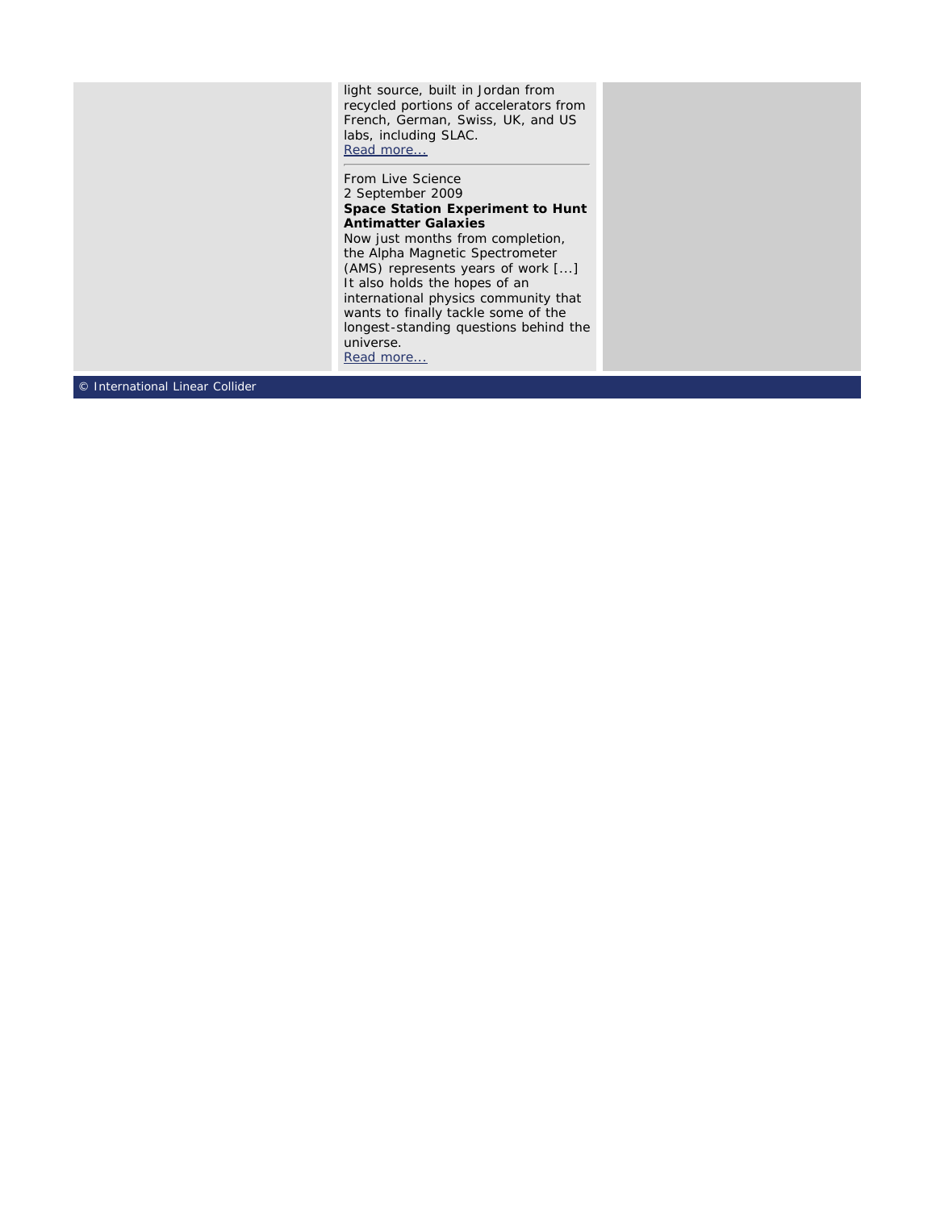light source, built in Jordan from recycled portions of accelerators from French, German, Swiss, UK, and US labs, including SLAC.
Read more...

---

From Live Science
2 September 2009
**Space Station Experiment to Hunt Antimatter Galaxies**
Now just months from completion, the Alpha Magnetic Spectrometer (AMS) represents years of work [...] It also holds the hopes of an international physics community that wants to finally tackle some of the longest-standing questions behind the universe.
Read more...

© International Linear Collider